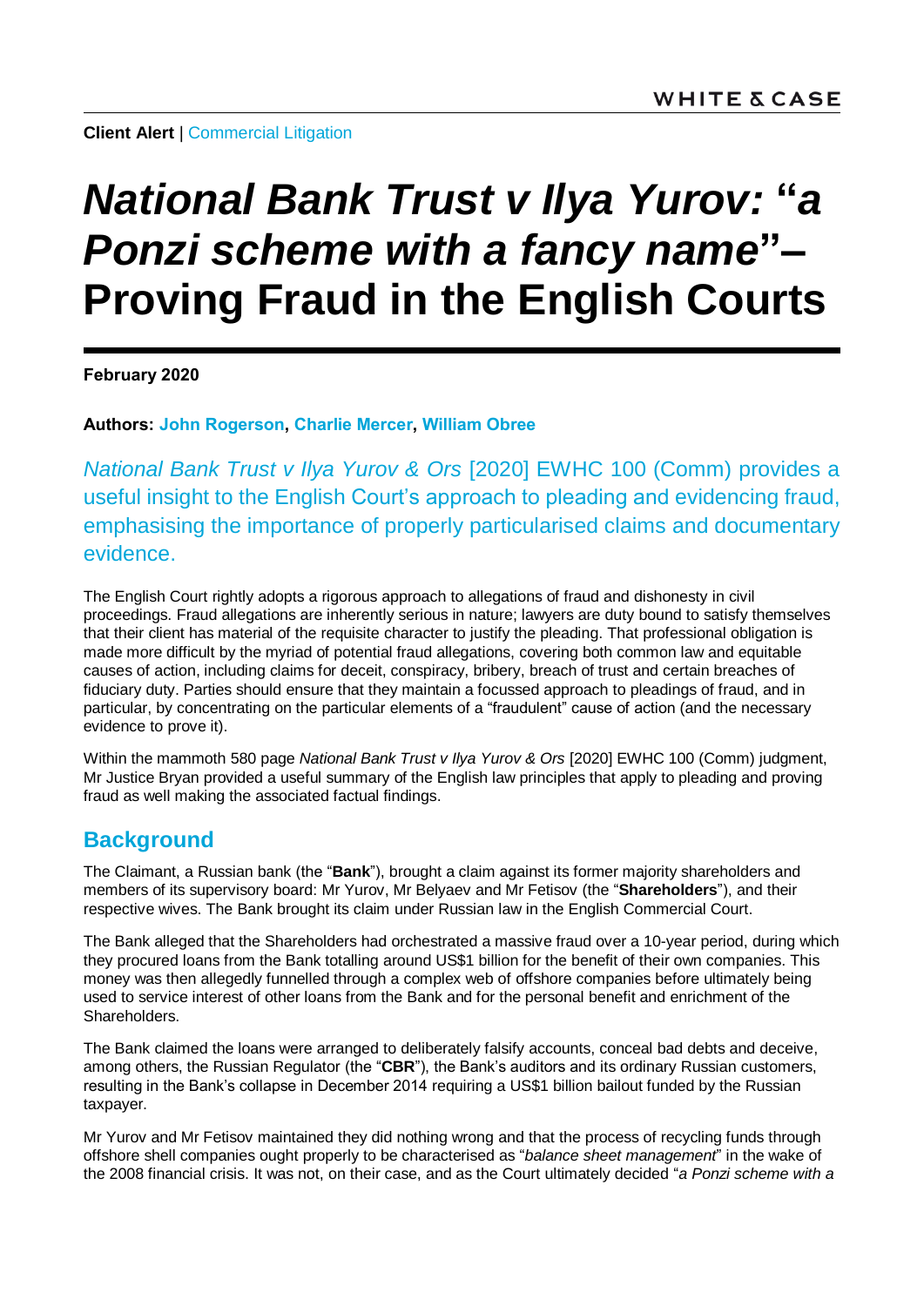**Client Alert** | Commercial Litigation

# *National Bank Trust v Ilya Yurov:* "*a Ponzi scheme with a fancy name*"– Proving Fraud in the English Courts

**February 2020**

**Authors: John Rogerson, Charlie Mercer, William Obree**

*National Bank Trust v Ilya Yurov & Ors* [2020] EWHC 100 (Comm) provides a useful insight to the English Court's approach to pleading and evidencing fraud, emphasising the importance of properly particularised claims and documentary evidence.

The English Court rightly adopts a rigorous approach to allegations of fraud and dishonesty in civil proceedings. Fraud allegations are inherently serious in nature; lawyers are duty bound to satisfy themselves that their client has material of the requisite character to justify the pleading. That professional obligation is made more difficult by the myriad of potential fraud allegations, covering both common law and equitable causes of action, including claims for deceit, conspiracy, bribery, breach of trust and certain breaches of fiduciary duty. Parties should ensure that they maintain a focussed approach to pleadings of fraud, and in particular, by concentrating on the particular elements of a "fraudulent" cause of action (and the necessary evidence to prove it).

Within the mammoth 580 page *National Bank Trust v Ilya Yurov & Ors* [2020] EWHC 100 (Comm) judgment, Mr Justice Bryan provided a useful summary of the English law principles that apply to pleading and proving fraud as well making the associated factual findings.

## Background

The Claimant, a Russian bank (the "**Bank**"), brought a claim against its former majority shareholders and members of its supervisory board: Mr Yurov, Mr Belyaev and Mr Fetisov (the "**Shareholders**"), and their respective wives. The Bank brought its claim under Russian law in the English Commercial Court.

The Bank alleged that the Shareholders had orchestrated a massive fraud over a 10-year period, during which they procured loans from the Bank totalling around US$1 billion for the benefit of their own companies. This money was then allegedly funnelled through a complex web of offshore companies before ultimately being used to service interest of other loans from the Bank and for the personal benefit and enrichment of the Shareholders.

The Bank claimed the loans were arranged to deliberately falsify accounts, conceal bad debts and deceive, among others, the Russian Regulator (the "**CBR**"), the Bank's auditors and its ordinary Russian customers, resulting in the Bank's collapse in December 2014 requiring a US$1 billion bailout funded by the Russian taxpayer.

Mr Yurov and Mr Fetisov maintained they did nothing wrong and that the process of recycling funds through offshore shell companies ought properly to be characterised as "*balance sheet management*" in the wake of the 2008 financial crisis. It was not, on their case, and as the Court ultimately decided "*a Ponzi scheme with a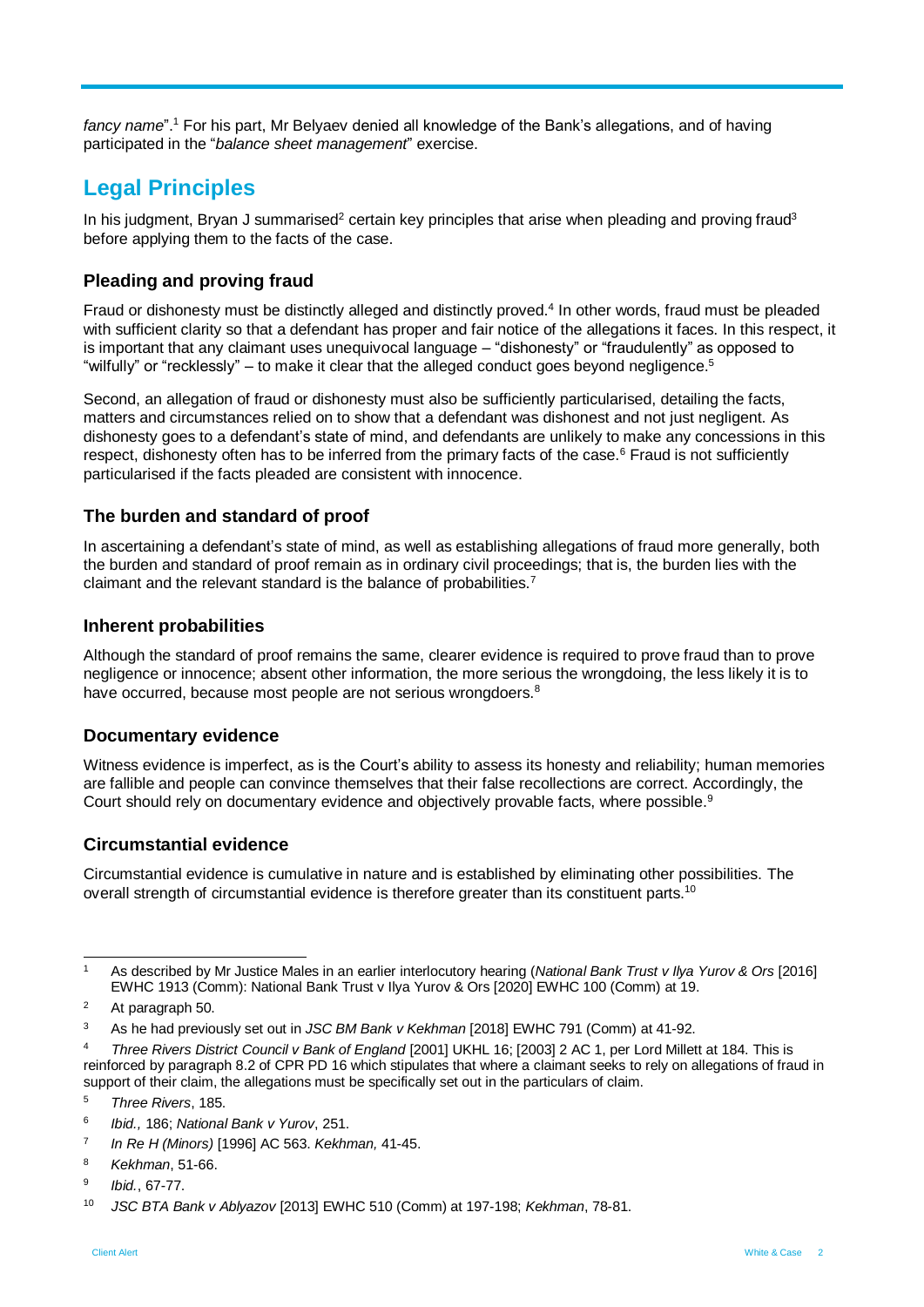*fancy name*".[1] For his part, Mr Belyaev denied all knowledge of the Bank's allegations, and of having participated in the "*balance sheet management*" exercise.

## Legal Principles

In his judgment, Bryan J summarised[2] certain key principles that arise when pleading and proving fraud[3] before applying them to the facts of the case.

### Pleading and proving fraud

Fraud or dishonesty must be distinctly alleged and distinctly proved.[4] In other words, fraud must be pleaded with sufficient clarity so that a defendant has proper and fair notice of the allegations it faces. In this respect, it is important that any claimant uses unequivocal language – "dishonesty" or "fraudulently" as opposed to "wilfully" or "recklessly" – to make it clear that the alleged conduct goes beyond negligence.[5]

Second, an allegation of fraud or dishonesty must also be sufficiently particularised, detailing the facts, matters and circumstances relied on to show that a defendant was dishonest and not just negligent. As dishonesty goes to a defendant's state of mind, and defendants are unlikely to make any concessions in this respect, dishonesty often has to be inferred from the primary facts of the case.[6] Fraud is not sufficiently particularised if the facts pleaded are consistent with innocence.

### The burden and standard of proof

In ascertaining a defendant's state of mind, as well as establishing allegations of fraud more generally, both the burden and standard of proof remain as in ordinary civil proceedings; that is, the burden lies with the claimant and the relevant standard is the balance of probabilities.[7]

### Inherent probabilities

Although the standard of proof remains the same, clearer evidence is required to prove fraud than to prove negligence or innocence; absent other information, the more serious the wrongdoing, the less likely it is to have occurred, because most people are not serious wrongdoers.[8]

### Documentary evidence

Witness evidence is imperfect, as is the Court's ability to assess its honesty and reliability; human memories are fallible and people can convince themselves that their false recollections are correct. Accordingly, the Court should rely on documentary evidence and objectively provable facts, where possible.[9]

### Circumstantial evidence

Circumstantial evidence is cumulative in nature and is established by eliminating other possibilities. The overall strength of circumstantial evidence is therefore greater than its constituent parts.[10]

---

1 As described by Mr Justice Males in an earlier interlocutory hearing (*National Bank Trust v Ilya Yurov & Ors* [2016] EWHC 1913 (Comm): National Bank Trust v Ilya Yurov & Ors [2020] EWHC 100 (Comm) at 19.

2 At paragraph 50.

3 As he had previously set out in *JSC BM Bank v Kekhman* [2018] EWHC 791 (Comm) at 41-92.

4 *Three Rivers District Council v Bank of England* [2001] UKHL 16; [2003] 2 AC 1, per Lord Millett at 184. This is reinforced by paragraph 8.2 of CPR PD 16 which stipulates that where a claimant seeks to rely on allegations of fraud in support of their claim, the allegations must be specifically set out in the particulars of claim.

5 *Three Rivers*, 185.

6 *Ibid.,* 186; *National Bank v Yurov*, 251.

7 *In Re H (Minors)* [1996] AC 563. *Kekhman,* 41-45.

8 *Kekhman*, 51-66.

9 *Ibid.*, 67-77.

10 *JSC BTA Bank v Ablyazov* [2013] EWHC 510 (Comm) at 197-198; *Kekhman*, 78-81.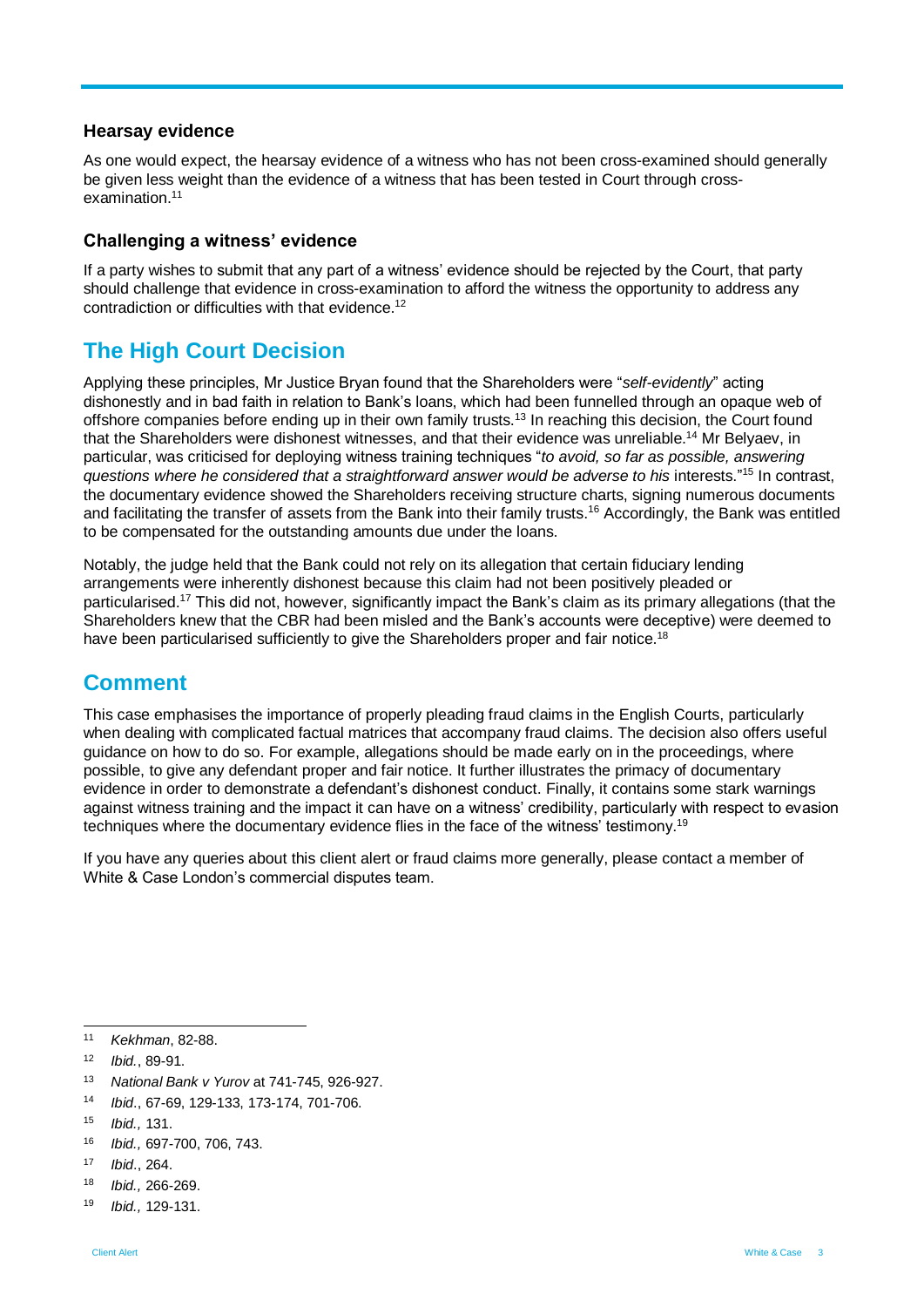### Hearsay evidence

As one would expect, the hearsay evidence of a witness who has not been cross-examined should generally be given less weight than the evidence of a witness that has been tested in Court through cross-examination.[11]

### Challenging a witness' evidence

If a party wishes to submit that any part of a witness' evidence should be rejected by the Court, that party should challenge that evidence in cross-examination to afford the witness the opportunity to address any contradiction or difficulties with that evidence.[12]

## The High Court Decision

Applying these principles, Mr Justice Bryan found that the Shareholders were "*self-evidently*" acting dishonestly and in bad faith in relation to Bank's loans, which had been funnelled through an opaque web of offshore companies before ending up in their own family trusts.[13] In reaching this decision, the Court found that the Shareholders were dishonest witnesses, and that their evidence was unreliable.[14] Mr Belyaev, in particular, was criticised for deploying witness training techniques "*to avoid, so far as possible, answering questions where he considered that a straightforward answer would be adverse to his* interests."[15] In contrast, the documentary evidence showed the Shareholders receiving structure charts, signing numerous documents and facilitating the transfer of assets from the Bank into their family trusts.[16] Accordingly, the Bank was entitled to be compensated for the outstanding amounts due under the loans.

Notably, the judge held that the Bank could not rely on its allegation that certain fiduciary lending arrangements were inherently dishonest because this claim had not been positively pleaded or particularised.[17] This did not, however, significantly impact the Bank's claim as its primary allegations (that the Shareholders knew that the CBR had been misled and the Bank's accounts were deceptive) were deemed to have been particularised sufficiently to give the Shareholders proper and fair notice.[18]

## Comment

This case emphasises the importance of properly pleading fraud claims in the English Courts, particularly when dealing with complicated factual matrices that accompany fraud claims. The decision also offers useful guidance on how to do so. For example, allegations should be made early on in the proceedings, where possible, to give any defendant proper and fair notice. It further illustrates the primacy of documentary evidence in order to demonstrate a defendant's dishonest conduct. Finally, it contains some stark warnings against witness training and the impact it can have on a witness' credibility, particularly with respect to evasion techniques where the documentary evidence flies in the face of the witness' testimony.[19]

If you have any queries about this client alert or fraud claims more generally, please contact a member of White & Case London's commercial disputes team.

---

[11] *Kekhman*, 82-88.

[12] *Ibid.*, 89-91.

[13] *National Bank v Yurov* at 741-745, 926-927.

[14] *Ibid.*, 67-69, 129-133, 173-174, 701-706.

[15] *Ibid.,* 131.

[16] *Ibid.,* 697-700, 706, 743.

[17] *Ibid.*, 264.

[18] *Ibid.,* 266-269.

[19] *Ibid.,* 129-131.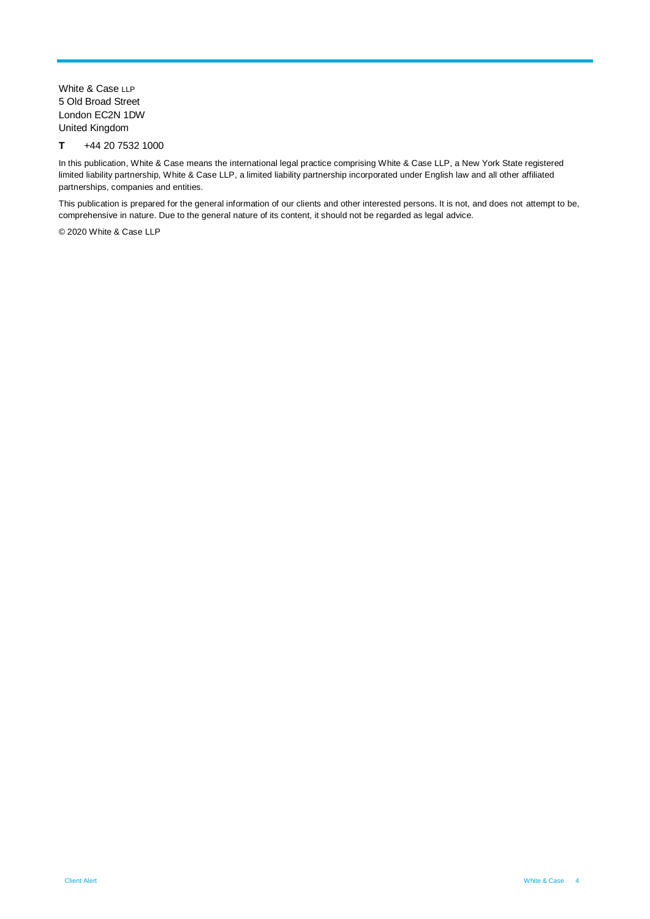White & Case LLP
5 Old Broad Street
London EC2N 1DW
United Kingdom

**T** +44 20 7532 1000

In this publication, White & Case means the international legal practice comprising White & Case LLP, a New York State registered limited liability partnership, White & Case LLP, a limited liability partnership incorporated under English law and all other affiliated partnerships, companies and entities.

This publication is prepared for the general information of our clients and other interested persons. It is not, and does not attempt to be, comprehensive in nature. Due to the general nature of its content, it should not be regarded as legal advice.

© 2020 White & Case LLP